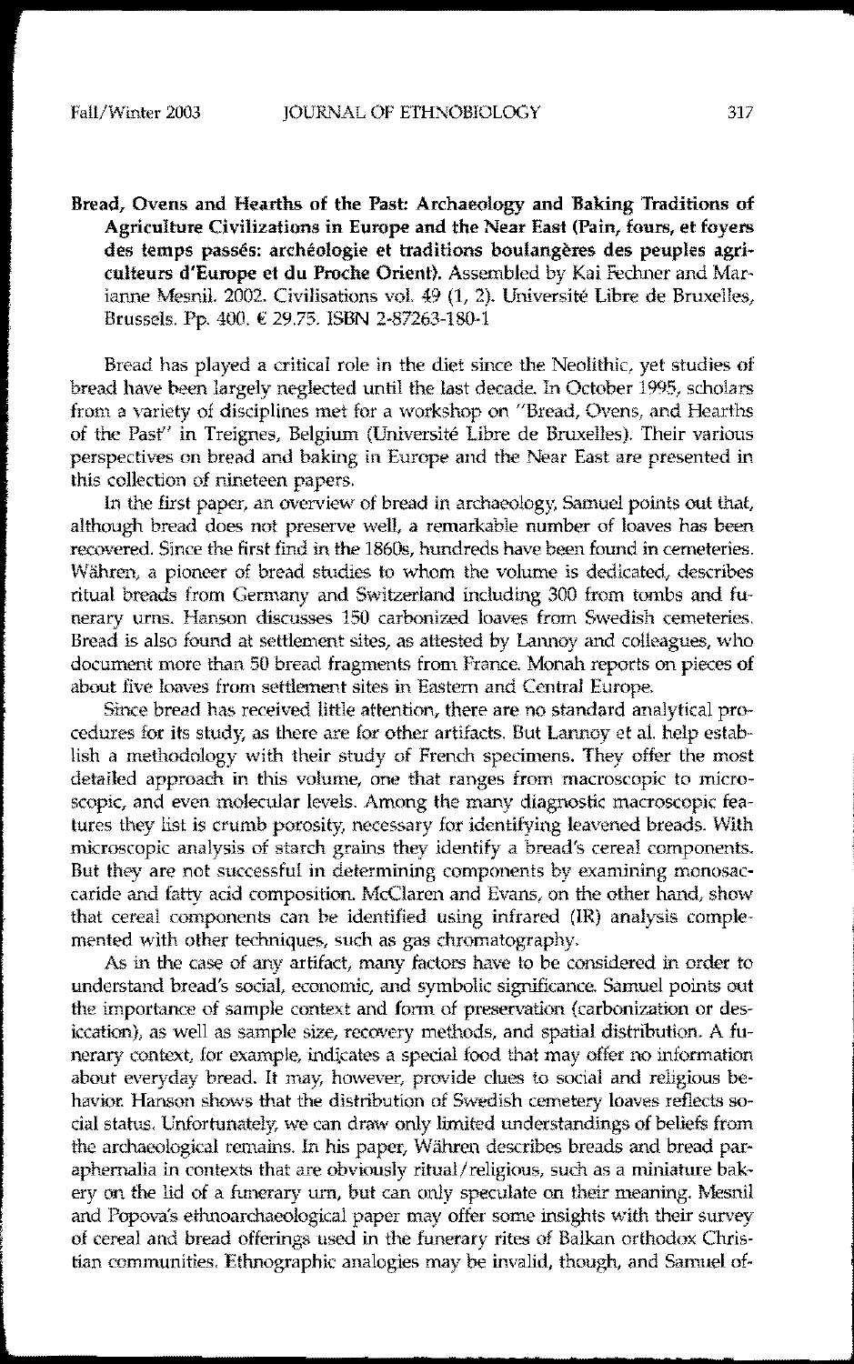**Bread, Ovens and Hearths of the Past: Archaeology and Baking Traditions of Agriculture Civilizations in Europe and the Near East (Pain, fours, et foyers des temps passés: archéologie et traditions boulangères des peuples agriculteurs d'Europe et du Proche Orient).** Assembled by Kai Fechner and Marianne Mesnil. 2002. Civilisations vol. 49 (1, 2). Université Libre de Bruxelles, Brussels. Pp. 400. € 29.75. ISBN 2-87263-180-1

Bread has played a critical role in the diet since the Neolithic, yet studies of bread have been largely neglected until the last decade. In October 1995, scholars from a variety of disciplines met for a workshop on "Bread, Ovens, and Hearths of the Past" in Treignes, Belgium (Université Libre de Bruxelles). Their various perspectives on bread and baking in Europe and the Near East are presented in this collection of nineteen papers.

In the first paper, an overview of bread in archaeology, Samuel points out that, although bread does not preserve well, a remarkable number of loaves has been recovered. Since the first find in the 1860s, hundreds have been found in cemeteries. Währen, a pioneer of bread studies to whom the volume is dedicated, describes ritual breads from Germany and Switzerland including 300 from tombs and funerary urns. Hanson discusses 150 carbonized loaves from Swedish cemeteries. Bread is also found at settlement sites, as attested by Lannoy and colleagues, who document more than 50 bread fragments from France. Monah reports on pieces of about five loaves from settlement sites in Eastern and Central Europe.

Since bread has received little attention, there are no standard analytical procedures for its study, as there are for other artifacts. But Lannoy et al. help establish a methodology with their study of French specimens. They offer the most detailed approach in this volume, one that ranges from macroscopic to microscopic, and even molecular levels. Among the many diagnostic macroscopic features they list is crumb porosity, necessary for identifying leavened breads. With microscopic analysis of starch grains they identify a bread's cereal components. But they are not successful in determining components by examining monosaccaride and fatty acid composition. McClaren and Evans, on the other hand, show that cereal components can be identified using infrared (IR) analysis complemented with other techniques, such as gas chromatography.

As in the case of any artifact, many factors have to be considered in order to understand bread's social, economic, and symbolic significance. Samuel points out the importance of sample context and form of preservation (carbonization or desiccation), as well as sample size, recovery methods, and spatial distribution. A funerary context, for example, indicates a special food that may offer no information about everyday bread. It may, however, provide clues to social and religious behavior. Hanson shows that the distribution of Swedish cemetery loaves reflects social status. Unfortunately, we can draw only limited understandings of beliefs from the archaeological remains. In his paper, Währen describes breads and bread paraphernalia in contexts that are obviously ritual/religious, such as a miniature bakery on the lid of a funerary urn, but can only speculate on their meaning. Mesnil and Popova's ethnoarchaeological paper may offer some insights with their survey of cereal and bread offerings used in the funerary rites of Balkan orthodox Christian communities. Ethnographic analogies may be invalid, though, and Samuel of-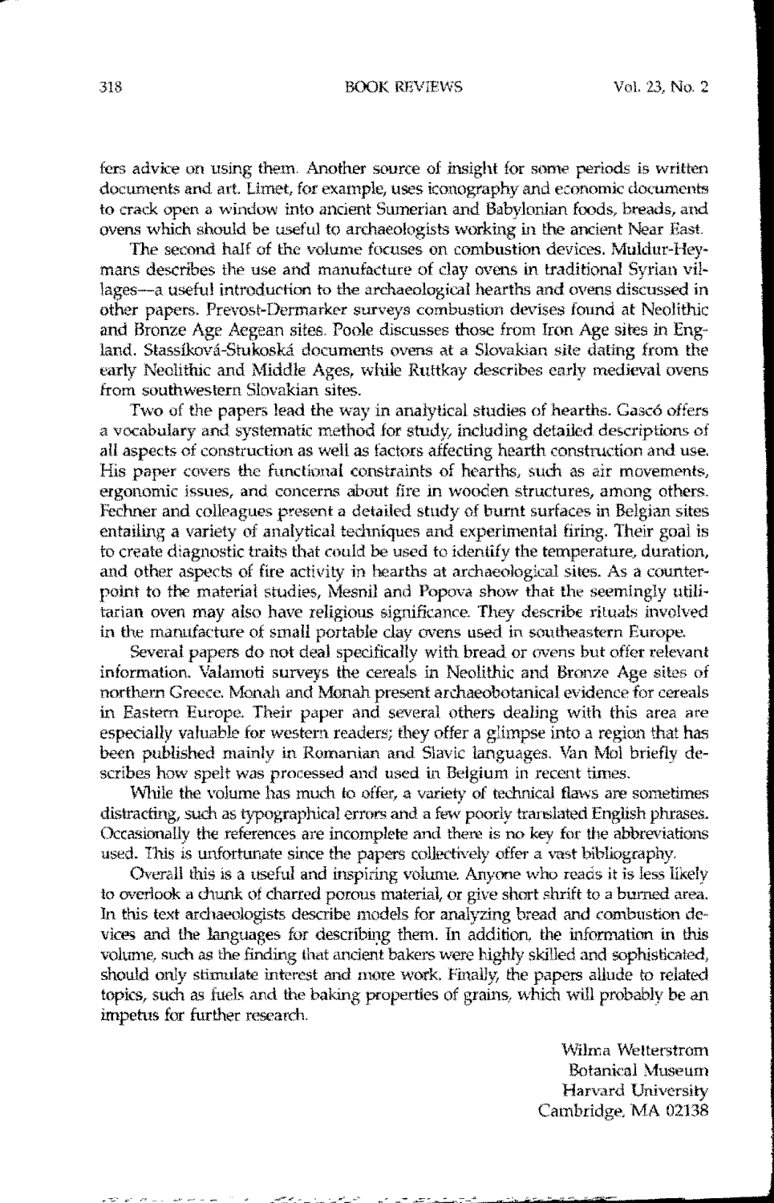fers advice on using them. Another source of insight for some periods is written documents and art. Limet, for example, uses iconography and economic documents to crack open a window into ancient Sumerian and Babylonian foods, breads, and ovens which should be useful to archaeologists working in the ancient Near East.

The second half of the volume focuses on combustion devices. Muldur-Heymans describes the use and manufacture of clay ovens in traditional Syrian villages—a useful introduction to the archaeological hearths and ovens discussed in other papers. Prevost-Dermarker surveys combustion devises found at Neolithic and Bronze Age Aegean sites. Poole discusses those from Iron Age sites in England. Stassíková-Štukoská documents ovens at a Slovakian site dating from the early Neolithic and Middle Ages, while Ruttkay describes early medieval ovens from southwestern Slovakian sites.

Two of the papers lead the way in analytical studies of hearths. Gascó offers a vocabulary and systematic method for study, including detailed descriptions of all aspects of construction as well as factors affecting hearth construction and use. His paper covers the functional constraints of hearths, such as air movements, ergonomic issues, and concerns about fire in wooden structures, among others. Fechner and colleagues present a detailed study of burnt surfaces in Belgian sites entailing a variety of analytical techniques and experimental firing. Their goal is to create diagnostic traits that could be used to identify the temperature, duration, and other aspects of fire activity in hearths at archaeological sites. As a counterpoint to the material studies, Mesnil and Popova show that the seemingly utilitarian oven may also have religious significance. They describe rituals involved in the manufacture of small portable clay ovens used in southeastern Europe.

Several papers do not deal specifically with bread or ovens but offer relevant information. Valamoti surveys the cereals in Neolithic and Bronze Age sites of northern Greece. Monah and Monah present archaeobotanical evidence for cereals in Eastern Europe. Their paper and several others dealing with this area are especially valuable for western readers; they offer a glimpse into a region that has been published mainly in Romanian and Slavic languages. Van Mol briefly describes how spelt was processed and used in Belgium in recent times.

While the volume has much to offer, a variety of technical flaws are sometimes distracting, such as typographical errors and a few poorly translated English phrases. Occasionally the references are incomplete and there is no key for the abbreviations used. This is unfortunate since the papers collectively offer a vast bibliography.

Overall this is a useful and inspiring volume. Anyone who reads it is less likely to overlook a chunk of charred porous material, or give short shrift to a burned area. In this text archaeologists describe models for analyzing bread and combustion devices and the languages for describing them. In addition, the information in this volume, such as the finding that ancient bakers were highly skilled and sophisticated, should only stimulate interest and more work. Finally, the papers allude to related topics, such as fuels and the baking properties of grains, which will probably be an impetus for further research.

Wilma Wetterstrom  
Botanical Museum  
Harvard University  
Cambridge, MA 02138